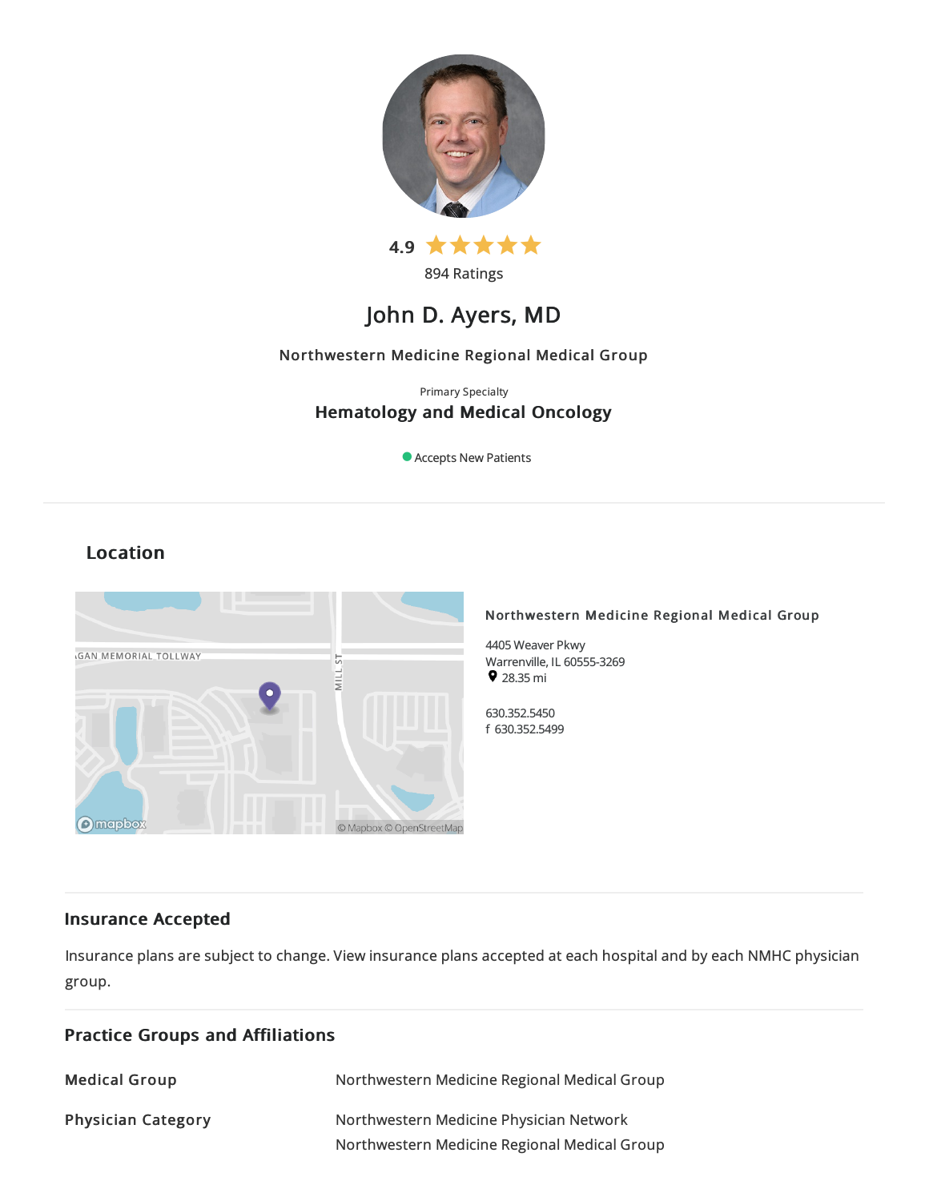4.9

894 Ratings

# John D. Ayers, MD

Northwestern Medicine Regional Medical Group

Primary Specialty

**Hematology and Medical Oncology**

Accepts New Patients

## Location

**Northwestern Medicine Regional Medical Group**

4405 Weaver Pkwy
Warrenville, IL 60555-3269
28.35 mi

630.352.5450
f 630.352.5499

## Insurance Accepted

Insurance plans are subject to change. View insurance plans accepted at each hospital and by each NMHC physician group.

## Practice Groups and Affiliations

| | |
|---|---|
| **Medical Group** | Northwestern Medicine Regional Medical Group |
| **Physician Category** | Northwestern Medicine Physician Network<br>Northwestern Medicine Regional Medical Group |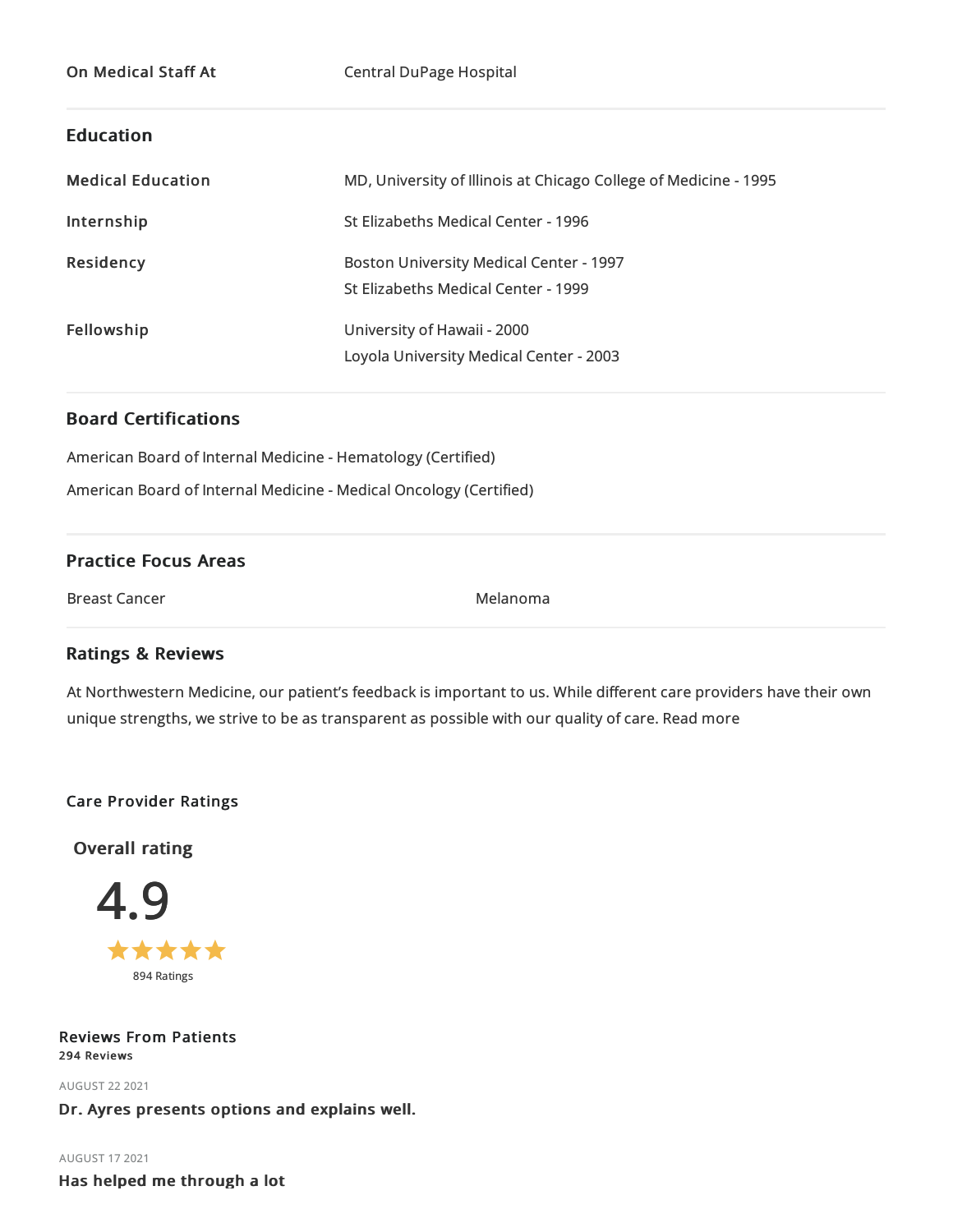| | |
|---|---|
| **On Medical Staff At** | Central DuPage Hospital |

## Education

| | |
|---|---|
| **Medical Education** | MD, University of Illinois at Chicago College of Medicine - 1995 |
| **Internship** | St Elizabeths Medical Center - 1996 |
| **Residency** | Boston University Medical Center - 1997<br>St Elizabeths Medical Center - 1999 |
| **Fellowship** | University of Hawaii - 2000<br>Loyola University Medical Center - 2003 |

## Board Certifications

American Board of Internal Medicine - Hematology (Certified)

American Board of Internal Medicine - Medical Oncology (Certified)

## Practice Focus Areas

Breast Cancer

Melanoma

## Ratings & Reviews

At Northwestern Medicine, our patient's feedback is important to us. While different care providers have their own unique strengths, we strive to be as transparent as possible with our quality of care. Read more

### Care Provider Ratings

**Overall rating**

4.9

★★★★★

894 Ratings

### Reviews From Patients

**294 Reviews**

AUGUST 22 2021

**Dr. Ayres presents options and explains well.**

AUGUST 17 2021

**Has helped me through a lot**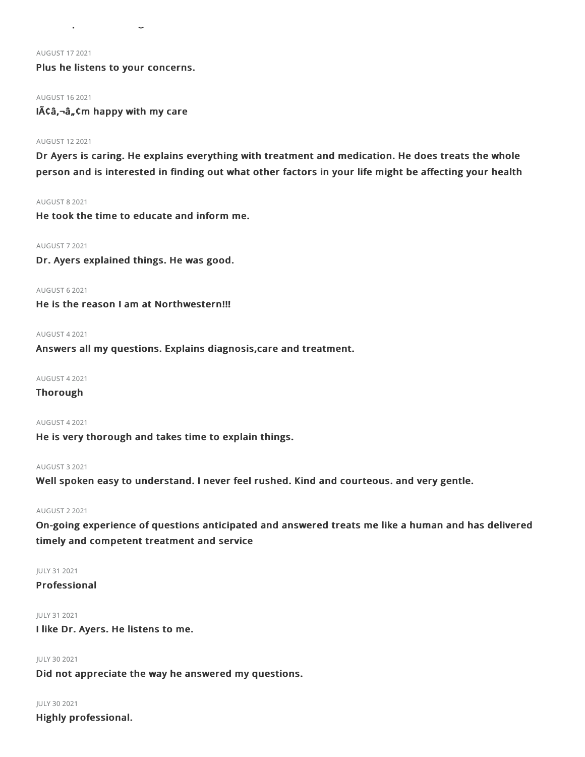AUGUST 17 2021

**Plus he listens to your concerns.**

AUGUST 16 2021

**IÃ¢â,¬â„¢m happy with my care**

AUGUST 12 2021

**Dr Ayers is caring. He explains everything with treatment and medication. He does treats the whole person and is interested in finding out what other factors in your life might be affecting your health**

AUGUST 8 2021

**He took the time to educate and inform me.**

AUGUST 7 2021

**Dr. Ayers explained things. He was good.**

AUGUST 6 2021

**He is the reason I am at Northwestern!!!**

AUGUST 4 2021

**Answers all my questions. Explains diagnosis,care and treatment.**

AUGUST 4 2021

**Thorough**

AUGUST 4 2021

**He is very thorough and takes time to explain things.**

AUGUST 3 2021

**Well spoken easy to understand. I never feel rushed. Kind and courteous. and very gentle.**

AUGUST 2 2021

**On-going experience of questions anticipated and answered treats me like a human and has delivered timely and competent treatment and service**

JULY 31 2021

**Professional**

JULY 31 2021

**I like Dr. Ayers. He listens to me.**

JULY 30 2021

**Did not appreciate the way he answered my questions.**

JULY 30 2021

**Highly professional.**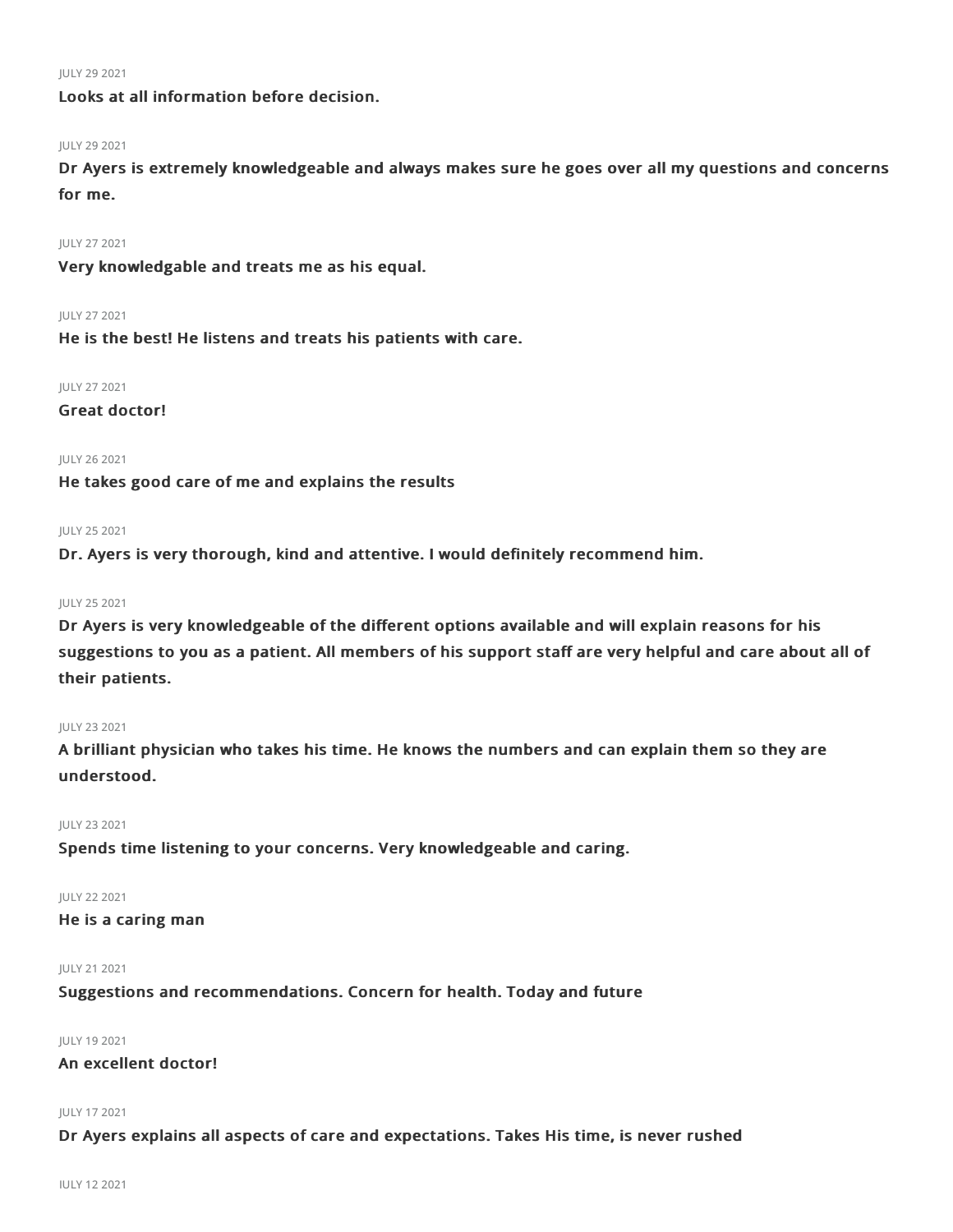JULY 29 2021

**Looks at all information before decision.**

JULY 29 2021

**Dr Ayers is extremely knowledgeable and always makes sure he goes over all my questions and concerns for me.**

JULY 27 2021

**Very knowledgable and treats me as his equal.**

JULY 27 2021

**He is the best! He listens and treats his patients with care.**

JULY 27 2021

**Great doctor!**

JULY 26 2021

**He takes good care of me and explains the results**

JULY 25 2021

**Dr. Ayers is very thorough, kind and attentive. I would definitely recommend him.**

JULY 25 2021

**Dr Ayers is very knowledgeable of the different options available and will explain reasons for his suggestions to you as a patient. All members of his support staff are very helpful and care about all of their patients.**

JULY 23 2021

**A brilliant physician who takes his time. He knows the numbers and can explain them so they are understood.**

JULY 23 2021

**Spends time listening to your concerns. Very knowledgeable and caring.**

JULY 22 2021

**He is a caring man**

JULY 21 2021

**Suggestions and recommendations. Concern for health. Today and future**

JULY 19 2021

**An excellent doctor!**

JULY 17 2021

**Dr Ayers explains all aspects of care and expectations. Takes His time, is never rushed**

JULY 12 2021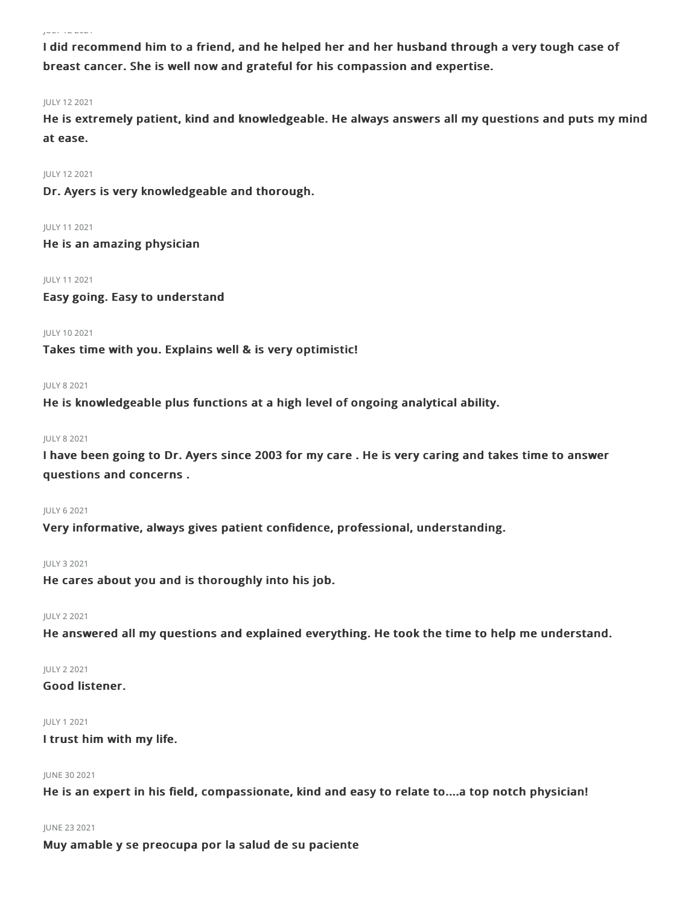JULY 12 2021

**I did recommend him to a friend, and he helped her and her husband through a very tough case of breast cancer. She is well now and grateful for his compassion and expertise.**

JULY 12 2021

**He is extremely patient, kind and knowledgeable. He always answers all my questions and puts my mind at ease.**

JULY 12 2021

**Dr. Ayers is very knowledgeable and thorough.**

JULY 11 2021

**He is an amazing physician**

JULY 11 2021

**Easy going. Easy to understand**

JULY 10 2021

**Takes time with you. Explains well & is very optimistic!**

JULY 8 2021

**He is knowledgeable plus functions at a high level of ongoing analytical ability.**

JULY 8 2021

**I have been going to Dr. Ayers since 2003 for my care . He is very caring and takes time to answer questions and concerns .**

JULY 6 2021

**Very informative, always gives patient confidence, professional, understanding.**

JULY 3 2021

**He cares about you and is thoroughly into his job.**

JULY 2 2021

**He answered all my questions and explained everything. He took the time to help me understand.**

JULY 2 2021

**Good listener.**

JULY 1 2021

**I trust him with my life.**

JUNE 30 2021

**He is an expert in his field, compassionate, kind and easy to relate to....a top notch physician!**

JUNE 23 2021

**Muy amable y se preocupa por la salud de su paciente**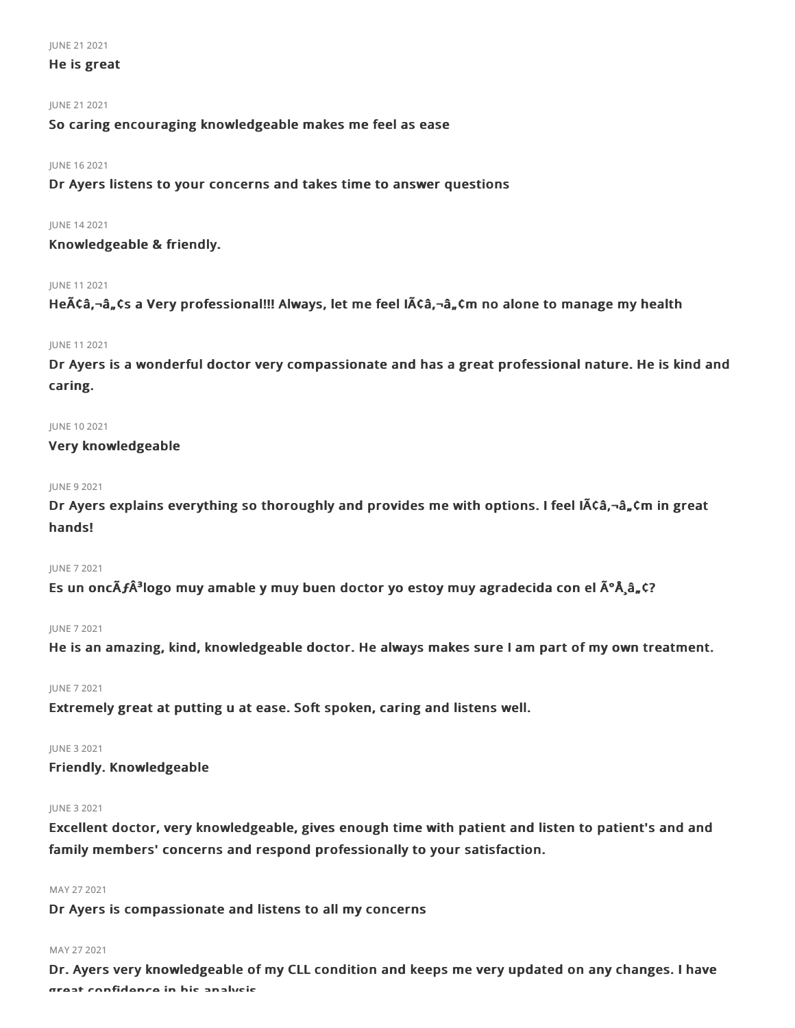JUNE 21 2021

**He is great**

JUNE 21 2021

**So caring encouraging knowledgeable makes me feel as ease**

JUNE 16 2021

**Dr Ayers listens to your concerns and takes time to answer questions**

JUNE 14 2021

**Knowledgeable & friendly.**

JUNE 11 2021

**HeÃ¢â‚¬â„¢s a Very professional!!! Always, let me feel IÃ¢â‚¬â„¢m no alone to manage my health**

JUNE 11 2021

**Dr Ayers is a wonderful doctor very compassionate and has a great professional nature. He is kind and caring.**

JUNE 10 2021

**Very knowledgeable**

JUNE 9 2021

**Dr Ayers explains everything so thoroughly and provides me with options. I feel IÃ¢â‚¬â„¢m in great hands!**

JUNE 7 2021

**Es un oncÃƒÂ³logo muy amable y muy buen doctor yo estoy muy agradecida con el Ã°Å¸â„¢?**

JUNE 7 2021

**He is an amazing, kind, knowledgeable doctor. He always makes sure I am part of my own treatment.**

JUNE 7 2021

**Extremely great at putting u at ease. Soft spoken, caring and listens well.**

JUNE 3 2021

**Friendly. Knowledgeable**

JUNE 3 2021

**Excellent doctor, very knowledgeable, gives enough time with patient and listen to patient's and and family members' concerns and respond professionally to your satisfaction.**

MAY 27 2021

**Dr Ayers is compassionate and listens to all my concerns**

MAY 27 2021

**Dr. Ayers very knowledgeable of my CLL condition and keeps me very updated on any changes. I have great confidence in his analysis**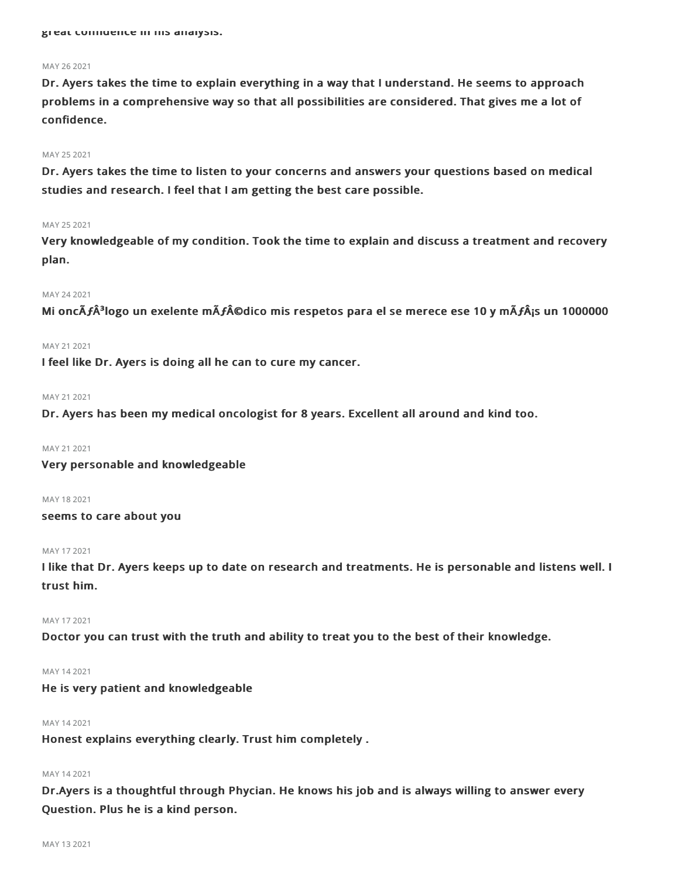**great confidence in his analysis.**

MAY 26 2021

**Dr. Ayers takes the time to explain everything in a way that I understand. He seems to approach problems in a comprehensive way so that all possibilities are considered. That gives me a lot of confidence.**

MAY 25 2021

**Dr. Ayers takes the time to listen to your concerns and answers your questions based on medical studies and research. I feel that I am getting the best care possible.**

MAY 25 2021

**Very knowledgeable of my condition. Took the time to explain and discuss a treatment and recovery plan.**

MAY 24 2021

**Mi oncÃƒÂ³logo un exelente mÃƒÂ©dico mis respetos para el se merece ese 10 y mÃƒÂ¡s un 1000000**

MAY 21 2021

**I feel like Dr. Ayers is doing all he can to cure my cancer.**

MAY 21 2021

**Dr. Ayers has been my medical oncologist for 8 years. Excellent all around and kind too.**

MAY 21 2021

**Very personable and knowledgeable**

MAY 18 2021

**seems to care about you**

MAY 17 2021

**I like that Dr. Ayers keeps up to date on research and treatments. He is personable and listens well. I trust him.**

MAY 17 2021

**Doctor you can trust with the truth and ability to treat you to the best of their knowledge.**

MAY 14 2021

**He is very patient and knowledgeable**

MAY 14 2021

**Honest explains everything clearly. Trust him completely .**

MAY 14 2021

**Dr.Ayers is a thoughtful through Phycian. He knows his job and is always willing to answer every Question. Plus he is a kind person.**

MAY 13 2021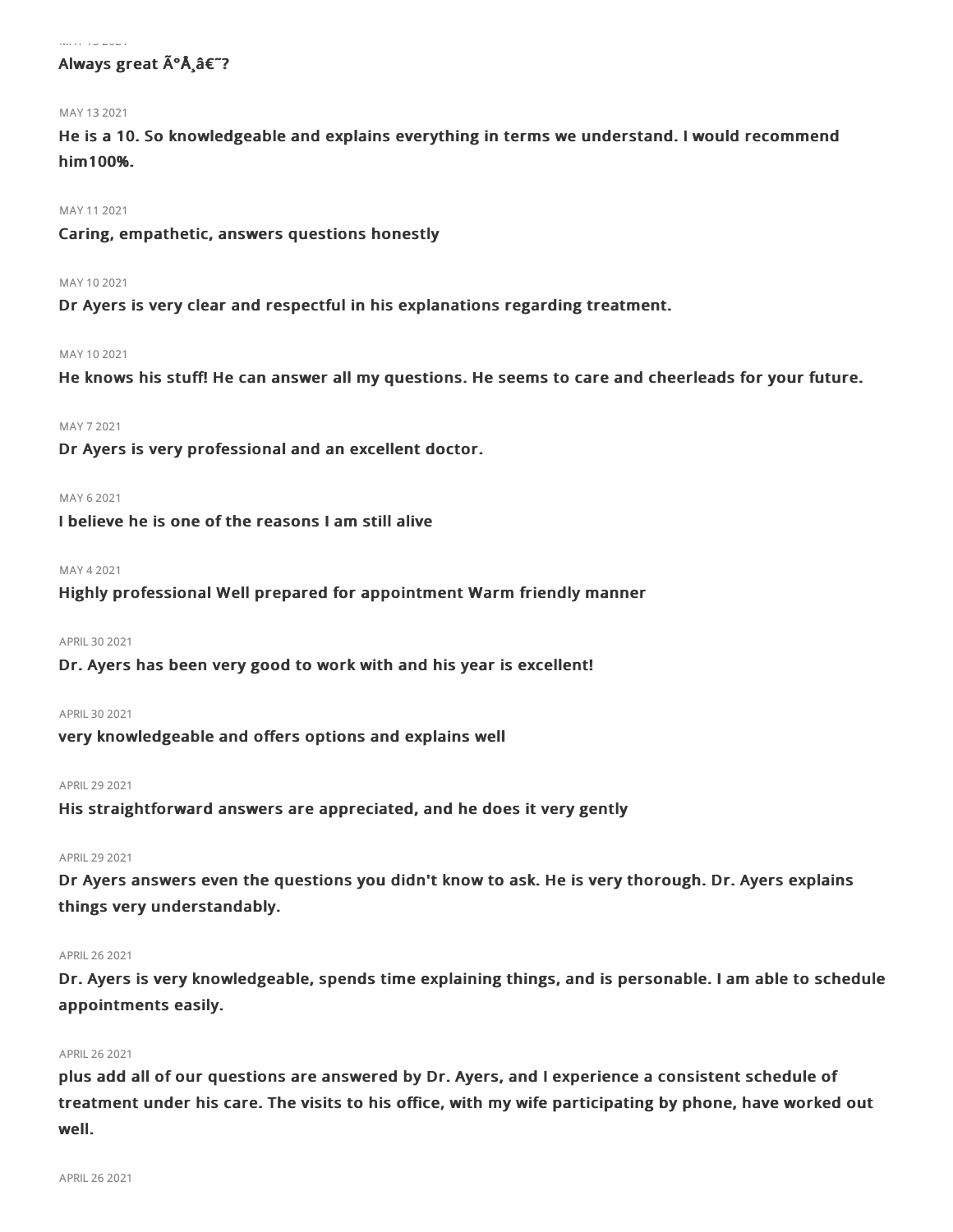Always great Ã°Å¸â€˜?

MAY 13 2021

**He is a 10. So knowledgeable and explains everything in terms we understand. I would recommend him100%.**

MAY 11 2021

**Caring, empathetic, answers questions honestly**

MAY 10 2021

**Dr Ayers is very clear and respectful in his explanations regarding treatment.**

MAY 10 2021

**He knows his stuff! He can answer all my questions. He seems to care and cheerleads for your future.**

MAY 7 2021

**Dr Ayers is very professional and an excellent doctor.**

MAY 6 2021

**I believe he is one of the reasons I am still alive**

MAY 4 2021

**Highly professional Well prepared for appointment Warm friendly manner**

APRIL 30 2021

**Dr. Ayers has been very good to work with and his year is excellent!**

APRIL 30 2021

**very knowledgeable and offers options and explains well**

APRIL 29 2021

**His straightforward answers are appreciated, and he does it very gently**

APRIL 29 2021

**Dr Ayers answers even the questions you didn't know to ask. He is very thorough. Dr. Ayers explains things very understandably.**

APRIL 26 2021

**Dr. Ayers is very knowledgeable, spends time explaining things, and is personable. I am able to schedule appointments easily.**

APRIL 26 2021

**plus add all of our questions are answered by Dr. Ayers, and I experience a consistent schedule of treatment under his care. The visits to his office, with my wife participating by phone, have worked out well.**

APRIL 26 2021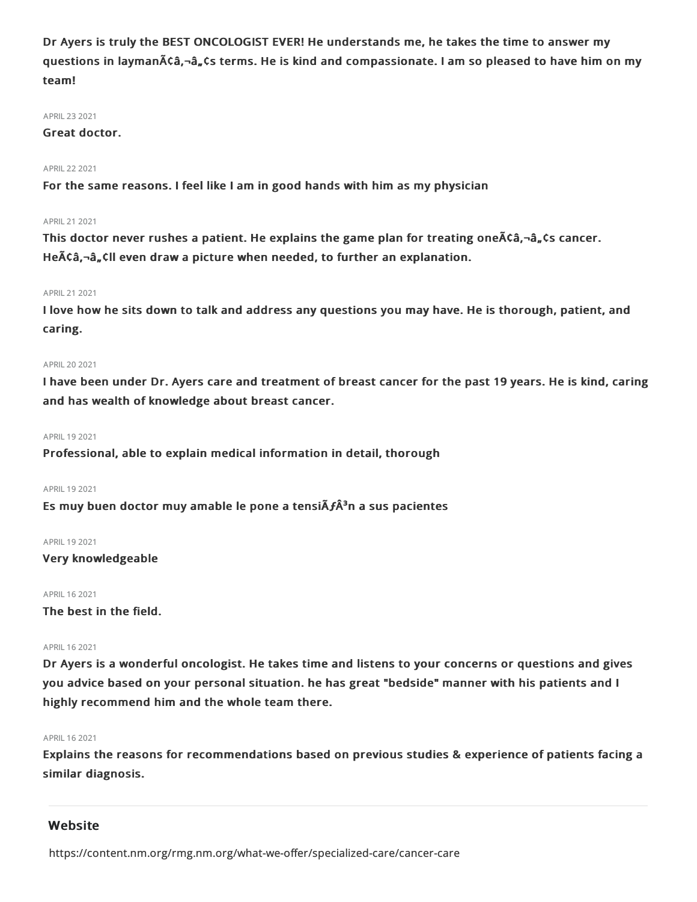**Dr Ayers is truly the BEST ONCOLOGIST EVER! He understands me, he takes the time to answer my questions in laymanÃ¢â‚¬â„¢s terms. He is kind and compassionate. I am so pleased to have him on my team!**

APRIL 23 2021

**Great doctor.**

APRIL 22 2021

**For the same reasons. I feel like I am in good hands with him as my physician**

APRIL 21 2021

**This doctor never rushes a patient. He explains the game plan for treating oneÃ¢â‚¬â„¢s cancer. HeÃ¢â‚¬â„¢ll even draw a picture when needed, to further an explanation.**

APRIL 21 2021

**I love how he sits down to talk and address any questions you may have. He is thorough, patient, and caring.**

APRIL 20 2021

**I have been under Dr. Ayers care and treatment of breast cancer for the past 19 years. He is kind, caring and has wealth of knowledge about breast cancer.**

APRIL 19 2021

**Professional, able to explain medical information in detail, thorough**

APRIL 19 2021

**Es muy buen doctor muy amable le pone a tensiÃƒÂ³n a sus pacientes**

APRIL 19 2021

**Very knowledgeable**

APRIL 16 2021

**The best in the field.**

APRIL 16 2021

**Dr Ayers is a wonderful oncologist. He takes time and listens to your concerns or questions and gives you advice based on your personal situation. he has great "bedside" manner with his patients and I highly recommend him and the whole team there.**

APRIL 16 2021

**Explains the reasons for recommendations based on previous studies & experience of patients facing a similar diagnosis.**

## Website

https://content.nm.org/rmg.nm.org/what-we-offer/specialized-care/cancer-care